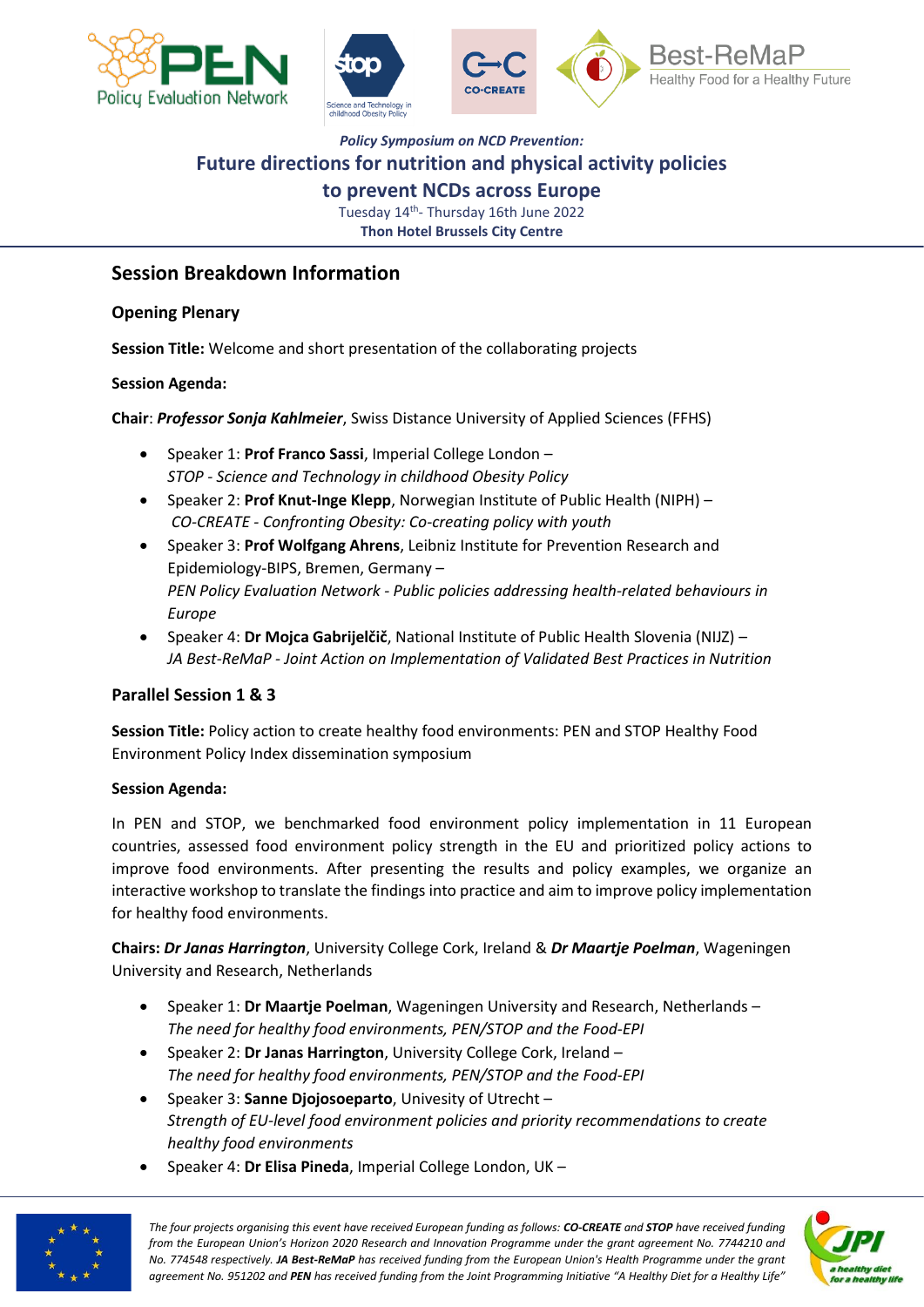*Policy Symposium on NCD Prevention:*

# Future directions for nutrition and physical activity policies to prevent NCDs across Europe

Tuesday 14th- Thursday 16th June 2022

**Thon Hotel Brussels City Centre**

## Session Breakdown Information

### Opening Plenary

**Session Title:** Welcome and short presentation of the collaborating projects

**Session Agenda:**

**Chair**: ***Professor Sonja Kahlmeier***, Swiss Distance University of Applied Sciences (FFHS)

- Speaker 1: **Prof Franco Sassi**, Imperial College London –
  *STOP - Science and Technology in childhood Obesity Policy*
- Speaker 2: **Prof Knut-Inge Klepp**, Norwegian Institute of Public Health (NIPH) –
  *CO-CREATE - Confronting Obesity: Co-creating policy with youth*
- Speaker 3: **Prof Wolfgang Ahrens**, Leibniz Institute for Prevention Research and Epidemiology-BIPS, Bremen, Germany –
  *PEN Policy Evaluation Network - Public policies addressing health-related behaviours in Europe*
- Speaker 4: **Dr Mojca Gabrijelčič**, National Institute of Public Health Slovenia (NIJZ) –
  *JA Best-ReMaP - Joint Action on Implementation of Validated Best Practices in Nutrition*

### Parallel Session 1 & 3

**Session Title:** Policy action to create healthy food environments: PEN and STOP Healthy Food Environment Policy Index dissemination symposium

**Session Agenda:**

In PEN and STOP, we benchmarked food environment policy implementation in 11 European countries, assessed food environment policy strength in the EU and prioritized policy actions to improve food environments. After presenting the results and policy examples, we organize an interactive workshop to translate the findings into practice and aim to improve policy implementation for healthy food environments.

**Chairs:** ***Dr Janas Harrington***, University College Cork, Ireland & ***Dr Maartje Poelman***, Wageningen University and Research, Netherlands

- Speaker 1: **Dr Maartje Poelman**, Wageningen University and Research, Netherlands –
  *The need for healthy food environments, PEN/STOP and the Food-EPI*
- Speaker 2: **Dr Janas Harrington**, University College Cork, Ireland –
  *The need for healthy food environments, PEN/STOP and the Food-EPI*
- Speaker 3: **Sanne Djojosoeparto**, Univesity of Utrecht –
  *Strength of EU-level food environment policies and priority recommendations to create healthy food environments*
- Speaker 4: **Dr Elisa Pineda**, Imperial College London, UK –

*The four projects organising this event have received European funding as follows: **CO-CREATE** and **STOP** have received funding from the European Union's Horizon 2020 Research and Innovation Programme under the grant agreement No. 7744210 and No. 774548 respectively. **JA Best-ReMaP** has received funding from the European Union's Health Programme under the grant agreement No. 951202 and **PEN** has received funding from the Joint Programming Initiative "A Healthy Diet for a Healthy Life"*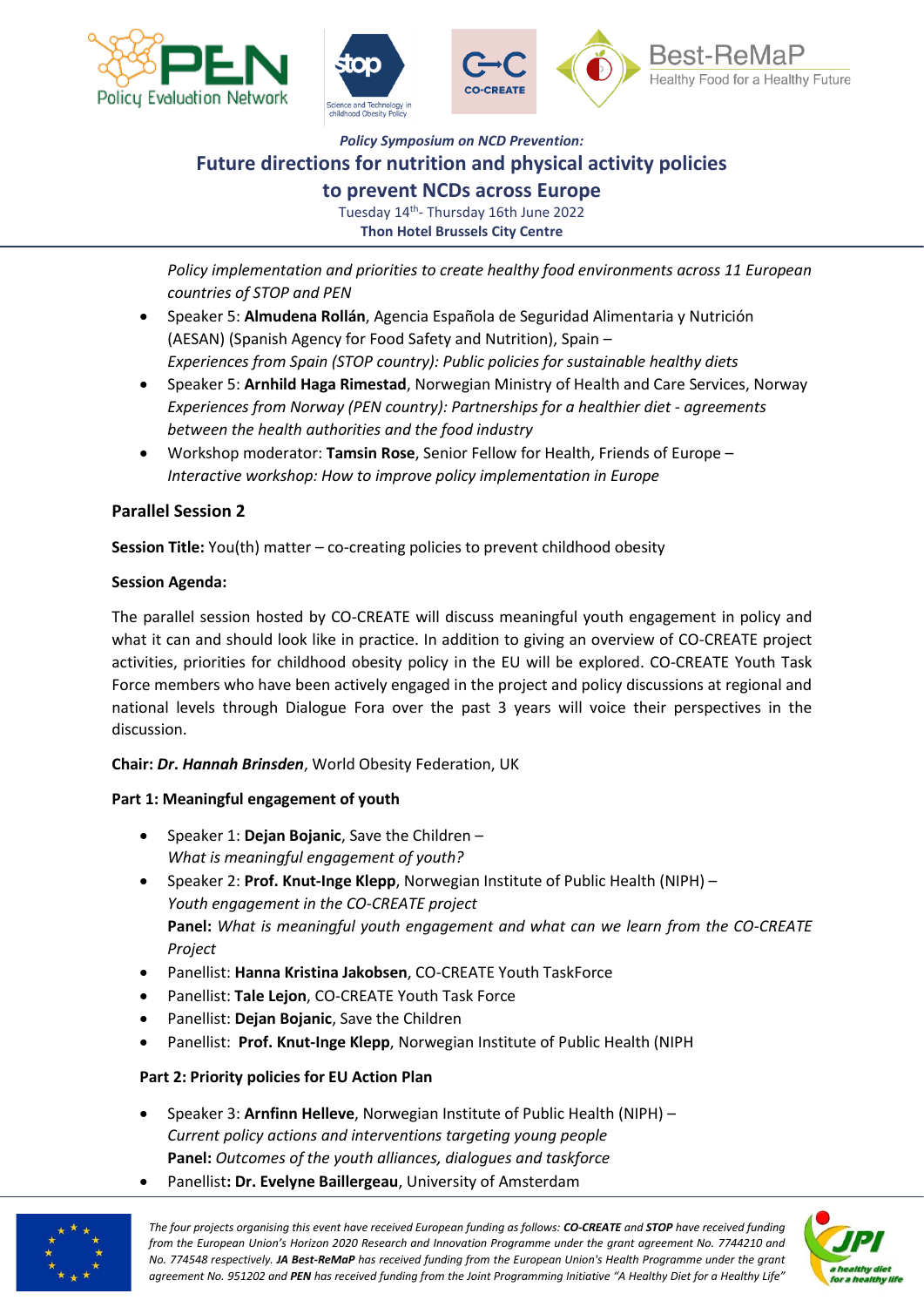*Policy implementation and priorities to create healthy food environments across 11 European countries of STOP and PEN*

- Speaker 5: **Almudena Rollán**, Agencia Española de Seguridad Alimentaria y Nutrición (AESAN) (Spanish Agency for Food Safety and Nutrition), Spain – *Experiences from Spain (STOP country): Public policies for sustainable healthy diets*
- Speaker 5: **Arnhild Haga Rimestad**, Norwegian Ministry of Health and Care Services, Norway *Experiences from Norway (PEN country): Partnerships for a healthier diet - agreements between the health authorities and the food industry*
- Workshop moderator: **Tamsin Rose**, Senior Fellow for Health, Friends of Europe – *Interactive workshop: How to improve policy implementation in Europe*

### Parallel Session 2

**Session Title:** You(th) matter – co-creating policies to prevent childhood obesity

**Session Agenda:**

The parallel session hosted by CO-CREATE will discuss meaningful youth engagement in policy and what it can and should look like in practice. In addition to giving an overview of CO-CREATE project activities, priorities for childhood obesity policy in the EU will be explored. CO-CREATE Youth Task Force members who have been actively engaged in the project and policy discussions at regional and national levels through Dialogue Fora over the past 3 years will voice their perspectives in the discussion.

**Chair:** ***Dr. Hannah Brinsden***, World Obesity Federation, UK

**Part 1: Meaningful engagement of youth**

- Speaker 1: **Dejan Bojanic**, Save the Children – *What is meaningful engagement of youth?*
- Speaker 2: **Prof. Knut-Inge Klepp**, Norwegian Institute of Public Health (NIPH) – *Youth engagement in the CO-CREATE project*
  **Panel:** *What is meaningful youth engagement and what can we learn from the CO-CREATE Project*
- Panellist: **Hanna Kristina Jakobsen**, CO-CREATE Youth TaskForce
- Panellist: **Tale Lejon**, CO-CREATE Youth Task Force
- Panellist: **Dejan Bojanic**, Save the Children
- Panellist: **Prof. Knut-Inge Klepp**, Norwegian Institute of Public Health (NIPH

**Part 2: Priority policies for EU Action Plan**

- Speaker 3: **Arnfinn Helleve**, Norwegian Institute of Public Health (NIPH) – *Current policy actions and interventions targeting young people*
  **Panel:** *Outcomes of the youth alliances, dialogues and taskforce*
- Panellist**: Dr. Evelyne Baillergeau**, University of Amsterdam

*The four projects organising this event have received European funding as follows: **CO-CREATE** and **STOP** have received funding from the European Union's Horizon 2020 Research and Innovation Programme under the grant agreement No. 7744210 and No. 774548 respectively. **JA Best-ReMaP** has received funding from the European Union's Health Programme under the grant agreement No. 951202 and **PEN** has received funding from the Joint Programming Initiative "A Healthy Diet for a Healthy Life"*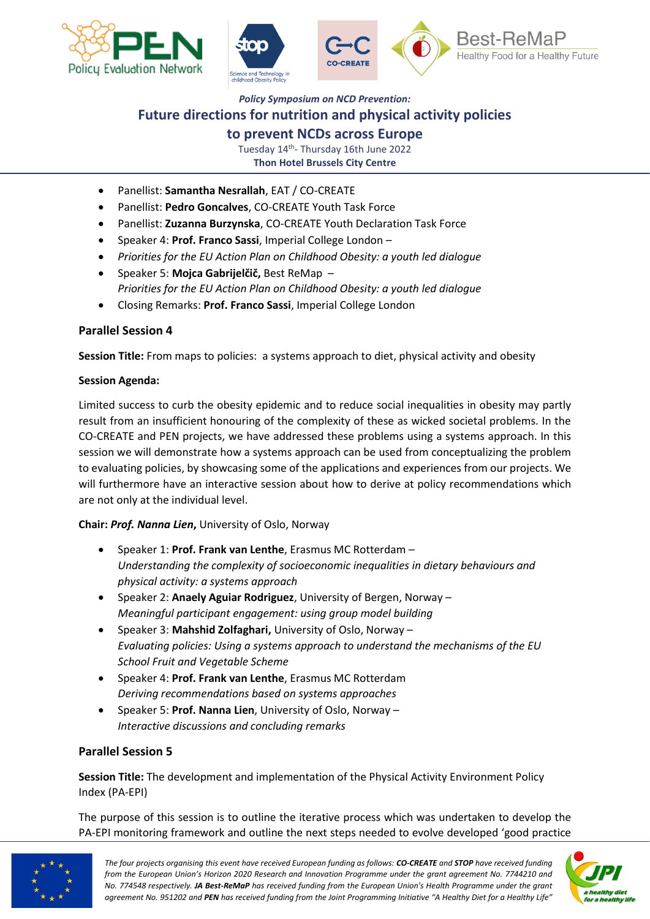- Panellist: **Samantha Nesrallah**, EAT / CO-CREATE
- Panellist: **Pedro Goncalves**, CO-CREATE Youth Task Force
- Panellist: **Zuzanna Burzynska**, CO-CREATE Youth Declaration Task Force
- Speaker 4: **Prof. Franco Sassi**, Imperial College London –
- *Priorities for the EU Action Plan on Childhood Obesity: a youth led dialogue*
- Speaker 5: **Mojca Gabrijelčič,** Best ReMap – *Priorities for the EU Action Plan on Childhood Obesity: a youth led dialogue*
- Closing Remarks: **Prof. Franco Sassi**, Imperial College London

### Parallel Session 4

**Session Title:** From maps to policies: a systems approach to diet, physical activity and obesity

**Session Agenda:**

Limited success to curb the obesity epidemic and to reduce social inequalities in obesity may partly result from an insufficient honouring of the complexity of these as wicked societal problems. In the CO-CREATE and PEN projects, we have addressed these problems using a systems approach. In this session we will demonstrate how a systems approach can be used from conceptualizing the problem to evaluating policies, by showcasing some of the applications and experiences from our projects. We will furthermore have an interactive session about how to derive at policy recommendations which are not only at the individual level.

**Chair: *Prof. Nanna Lien*,** University of Oslo, Norway

- Speaker 1: **Prof. Frank van Lenthe**, Erasmus MC Rotterdam – *Understanding the complexity of socioeconomic inequalities in dietary behaviours and physical activity: a systems approach*
- Speaker 2: **Anaely Aguiar Rodriguez**, University of Bergen, Norway – *Meaningful participant engagement: using group model building*
- Speaker 3: **Mahshid Zolfaghari,** University of Oslo, Norway – *Evaluating policies: Using a systems approach to understand the mechanisms of the EU School Fruit and Vegetable Scheme*
- Speaker 4: **Prof. Frank van Lenthe**, Erasmus MC Rotterdam *Deriving recommendations based on systems approaches*
- Speaker 5: **Prof. Nanna Lien**, University of Oslo, Norway – *Interactive discussions and concluding remarks*

### Parallel Session 5

**Session Title:** The development and implementation of the Physical Activity Environment Policy Index (PA-EPI)

The purpose of this session is to outline the iterative process which was undertaken to develop the PA-EPI monitoring framework and outline the next steps needed to evolve developed 'good practice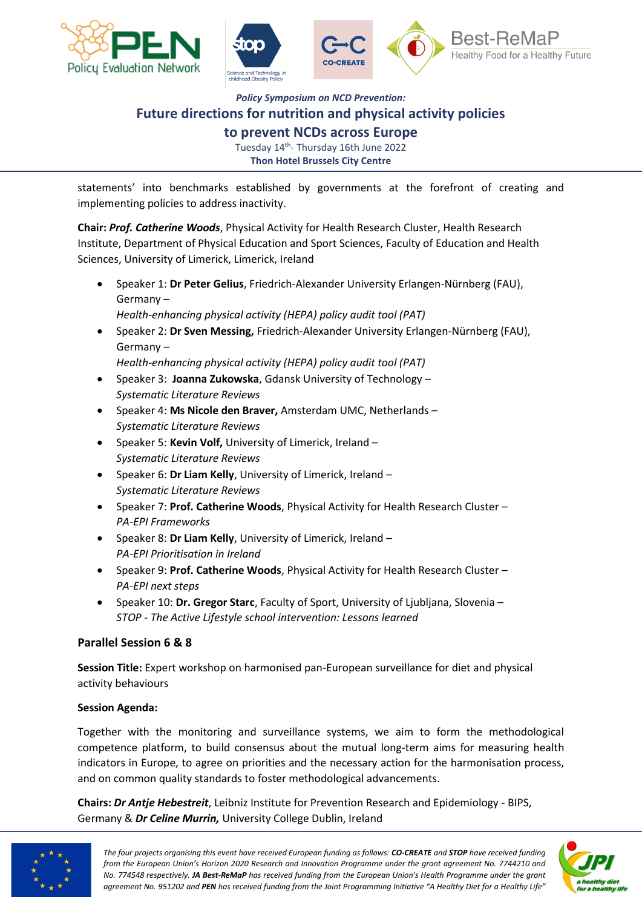statements' into benchmarks established by governments at the forefront of creating and implementing policies to address inactivity.

**Chair:** ***Prof. Catherine Woods***, Physical Activity for Health Research Cluster, Health Research Institute, Department of Physical Education and Sport Sciences, Faculty of Education and Health Sciences, University of Limerick, Limerick, Ireland

- Speaker 1: **Dr Peter Gelius**, Friedrich-Alexander University Erlangen-Nürnberg (FAU), Germany –
  *Health-enhancing physical activity (HEPA) policy audit tool (PAT)*
- Speaker 2: **Dr Sven Messing,** Friedrich-Alexander University Erlangen-Nürnberg (FAU), Germany –
  *Health-enhancing physical activity (HEPA) policy audit tool (PAT)*
- Speaker 3: **Joanna Zukowska**, Gdansk University of Technology –
  *Systematic Literature Reviews*
- Speaker 4: **Ms Nicole den Braver,** Amsterdam UMC, Netherlands –
  *Systematic Literature Reviews*
- Speaker 5: **Kevin Volf,** University of Limerick, Ireland –
  *Systematic Literature Reviews*
- Speaker 6: **Dr Liam Kelly**, University of Limerick, Ireland –
  *Systematic Literature Reviews*
- Speaker 7: **Prof. Catherine Woods**, Physical Activity for Health Research Cluster –
  *PA-EPI Frameworks*
- Speaker 8: **Dr Liam Kelly**, University of Limerick, Ireland –
  *PA-EPI Prioritisation in Ireland*
- Speaker 9: **Prof. Catherine Woods**, Physical Activity for Health Research Cluster –
  *PA-EPI next steps*
- Speaker 10: **Dr. Gregor Starc**, Faculty of Sport, University of Ljubljana, Slovenia –
  *STOP - The Active Lifestyle school intervention: Lessons learned*

### Parallel Session 6 & 8

**Session Title:** Expert workshop on harmonised pan-European surveillance for diet and physical activity behaviours

**Session Agenda:**

Together with the monitoring and surveillance systems, we aim to form the methodological competence platform, to build consensus about the mutual long-term aims for measuring health indicators in Europe, to agree on priorities and the necessary action for the harmonisation process, and on common quality standards to foster methodological advancements.

**Chairs:** ***Dr Antje Hebestreit***, Leibniz Institute for Prevention Research and Epidemiology - BIPS, Germany & ***Dr Celine Murrin,*** University College Dublin, Ireland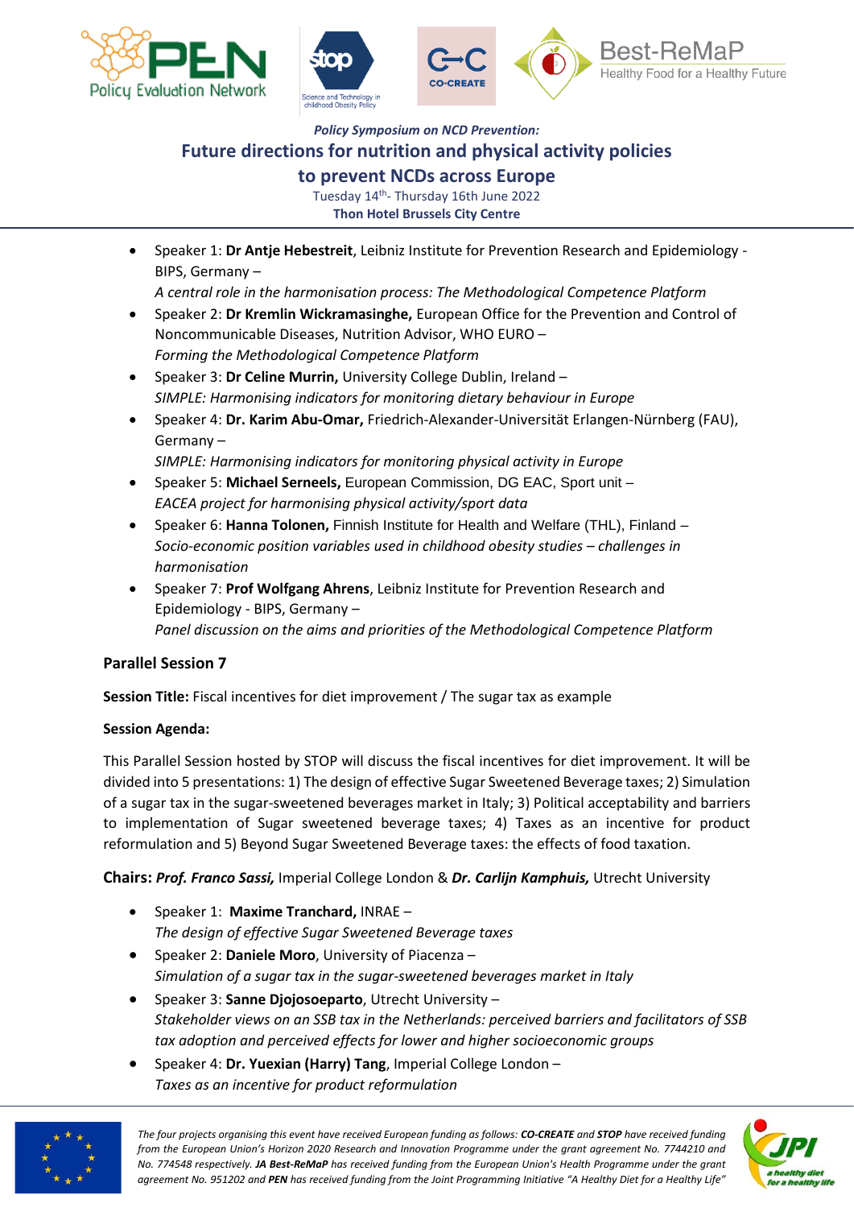- Speaker 1: **Dr Antje Hebestreit**, Leibniz Institute for Prevention Research and Epidemiology - BIPS, Germany –
  *A central role in the harmonisation process: The Methodological Competence Platform*
- Speaker 2: **Dr Kremlin Wickramasinghe,** European Office for the Prevention and Control of Noncommunicable Diseases, Nutrition Advisor, WHO EURO –
  *Forming the Methodological Competence Platform*
- Speaker 3: **Dr Celine Murrin,** University College Dublin, Ireland –
  *SIMPLE: Harmonising indicators for monitoring dietary behaviour in Europe*
- Speaker 4: **Dr. Karim Abu-Omar,** Friedrich-Alexander-Universität Erlangen-Nürnberg (FAU), Germany –
  *SIMPLE: Harmonising indicators for monitoring physical activity in Europe*
- Speaker 5: **Michael Serneels,** European Commission, DG EAC, Sport unit –
  *EACEA project for harmonising physical activity/sport data*
- Speaker 6: **Hanna Tolonen,** Finnish Institute for Health and Welfare (THL), Finland –
  *Socio-economic position variables used in childhood obesity studies – challenges in harmonisation*
- Speaker 7: **Prof Wolfgang Ahrens**, Leibniz Institute for Prevention Research and Epidemiology - BIPS, Germany –
  *Panel discussion on the aims and priorities of the Methodological Competence Platform*

## Parallel Session 7

**Session Title:** Fiscal incentives for diet improvement / The sugar tax as example

**Session Agenda:**

This Parallel Session hosted by STOP will discuss the fiscal incentives for diet improvement. It will be divided into 5 presentations: 1) The design of effective Sugar Sweetened Beverage taxes; 2) Simulation of a sugar tax in the sugar-sweetened beverages market in Italy; 3) Political acceptability and barriers to implementation of Sugar sweetened beverage taxes; 4) Taxes as an incentive for product reformulation and 5) Beyond Sugar Sweetened Beverage taxes: the effects of food taxation.

**Chairs:** ***Prof. Franco Sassi,*** Imperial College London & ***Dr. Carlijn Kamphuis,*** Utrecht University

- Speaker 1: **Maxime Tranchard,** INRAE –
  *The design of effective Sugar Sweetened Beverage taxes*
- Speaker 2: **Daniele Moro**, University of Piacenza –
  *Simulation of a sugar tax in the sugar-sweetened beverages market in Italy*
- Speaker 3: **Sanne Djojosoeparto**, Utrecht University –
  *Stakeholder views on an SSB tax in the Netherlands: perceived barriers and facilitators of SSB tax adoption and perceived effects for lower and higher socioeconomic groups*
- Speaker 4: **Dr. Yuexian (Harry) Tang**, Imperial College London –
  *Taxes as an incentive for product reformulation*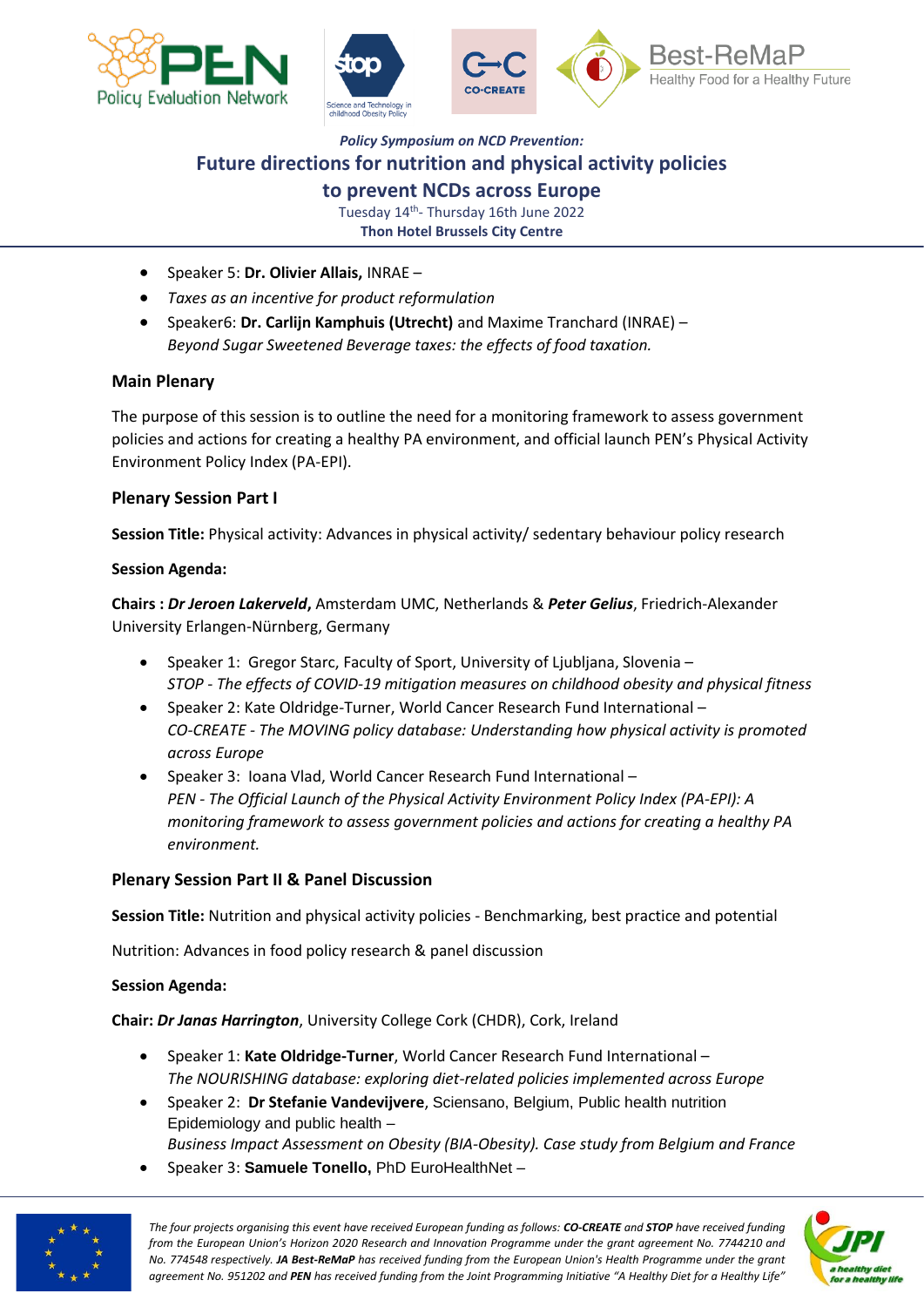- Speaker 5: **Dr. Olivier Allais,** INRAE –
- *Taxes as an incentive for product reformulation*
- Speaker6: **Dr. Carlijn Kamphuis (Utrecht)** and Maxime Tranchard (INRAE) – *Beyond Sugar Sweetened Beverage taxes: the effects of food taxation.*

### Main Plenary

The purpose of this session is to outline the need for a monitoring framework to assess government policies and actions for creating a healthy PA environment, and official launch PEN's Physical Activity Environment Policy Index (PA-EPI).

### Plenary Session Part I

**Session Title:** Physical activity: Advances in physical activity/ sedentary behaviour policy research

**Session Agenda:**

**Chairs :** ***Dr Jeroen Lakerveld***, Amsterdam UMC, Netherlands & ***Peter Gelius***, Friedrich-Alexander University Erlangen-Nürnberg, Germany

- Speaker 1: Gregor Starc, Faculty of Sport, University of Ljubljana, Slovenia – *STOP - The effects of COVID-19 mitigation measures on childhood obesity and physical fitness*
- Speaker 2: Kate Oldridge-Turner, World Cancer Research Fund International – *CO-CREATE - The MOVING policy database: Understanding how physical activity is promoted across Europe*
- Speaker 3: Ioana Vlad, World Cancer Research Fund International – *PEN - The Official Launch of the Physical Activity Environment Policy Index (PA-EPI): A monitoring framework to assess government policies and actions for creating a healthy PA environment.*

### Plenary Session Part II & Panel Discussion

**Session Title:** Nutrition and physical activity policies - Benchmarking, best practice and potential

Nutrition: Advances in food policy research & panel discussion

**Session Agenda:**

**Chair:** ***Dr Janas Harrington***, University College Cork (CHDR), Cork, Ireland

- Speaker 1: **Kate Oldridge-Turner**, World Cancer Research Fund International – *The NOURISHING database: exploring diet-related policies implemented across Europe*
- Speaker 2: **Dr Stefanie Vandevijvere**, Sciensano, Belgium, Public health nutrition Epidemiology and public health – *Business Impact Assessment on Obesity (BIA-Obesity). Case study from Belgium and France*
- Speaker 3: **Samuele Tonello,** PhD EuroHealthNet –

*The four projects organising this event have received European funding as follows: **CO-CREATE** and **STOP** have received funding from the European Union's Horizon 2020 Research and Innovation Programme under the grant agreement No. 7744210 and No. 774548 respectively. **JA Best-ReMaP** has received funding from the European Union's Health Programme under the grant agreement No. 951202 and **PEN** has received funding from the Joint Programming Initiative "A Healthy Diet for a Healthy Life"*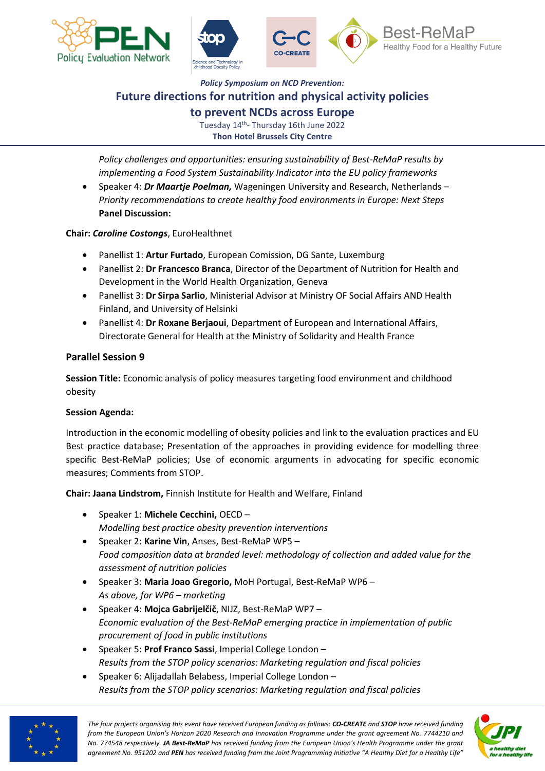*Policy challenges and opportunities: ensuring sustainability of Best-ReMaP results by implementing a Food System Sustainability Indicator into the EU policy frameworks*

- Speaker 4: ***Dr Maartje Poelman,*** Wageningen University and Research, Netherlands – *Priority recommendations to create healthy food environments in Europe: Next Steps*

**Panel Discussion:**

**Chair:** ***Caroline Costongs***, EuroHealthnet

- Panellist 1: **Artur Furtado**, European Comission, DG Sante, Luxemburg
- Panellist 2: **Dr Francesco Branca**, Director of the Department of Nutrition for Health and Development in the World Health Organization, Geneva
- Panellist 3: **Dr Sirpa Sarlio**, Ministerial Advisor at Ministry OF Social Affairs AND Health Finland, and University of Helsinki
- Panellist 4: **Dr Roxane Berjaoui**, Department of European and International Affairs, Directorate General for Health at the Ministry of Solidarity and Health France

### Parallel Session 9

**Session Title:** Economic analysis of policy measures targeting food environment and childhood obesity

**Session Agenda:**

Introduction in the economic modelling of obesity policies and link to the evaluation practices and EU Best practice database; Presentation of the approaches in providing evidence for modelling three specific Best-ReMaP policies; Use of economic arguments in advocating for specific economic measures; Comments from STOP.

**Chair: Jaana Lindstrom,** Finnish Institute for Health and Welfare, Finland

- Speaker 1: **Michele Cecchini,** OECD – *Modelling best practice obesity prevention interventions*
- Speaker 2: **Karine Vin**, Anses, Best-ReMaP WP5 – *Food composition data at branded level: methodology of collection and added value for the assessment of nutrition policies*
- Speaker 3: **Maria Joao Gregorio,** MoH Portugal, Best-ReMaP WP6 – *As above, for WP6 – marketing*
- Speaker 4: **Mojca Gabrijelčič**, NIJZ, Best-ReMaP WP7 – *Economic evaluation of the Best-ReMaP emerging practice in implementation of public procurement of food in public institutions*
- Speaker 5: **Prof Franco Sassi**, Imperial College London – *Results from the STOP policy scenarios: Marketing regulation and fiscal policies*
- Speaker 6: Alijadallah Belabess, Imperial College London – *Results from the STOP policy scenarios: Marketing regulation and fiscal policies*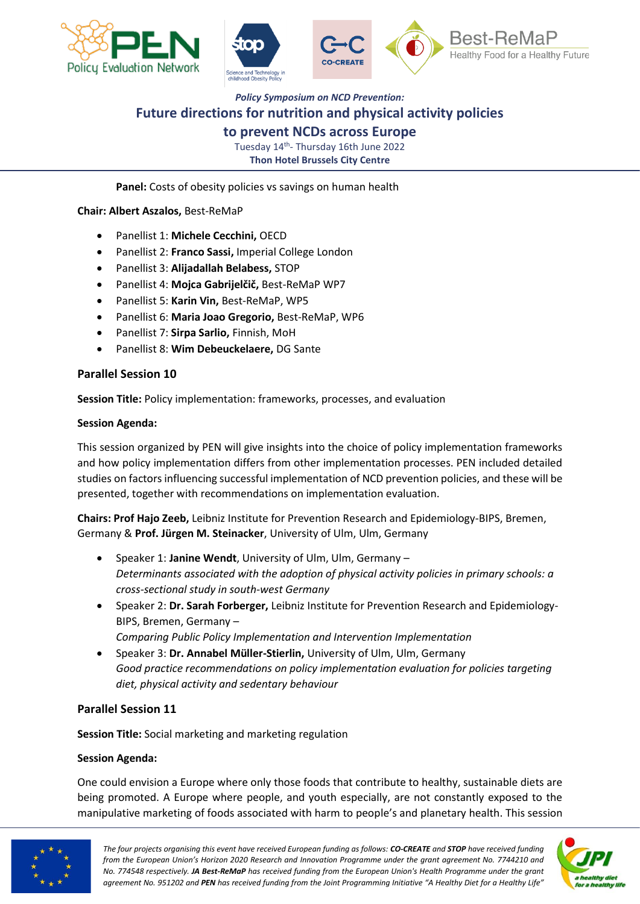**Panel:** Costs of obesity policies vs savings on human health

**Chair: Albert Aszalos,** Best-ReMaP

- Panellist 1: **Michele Cecchini,** OECD
- Panellist 2: **Franco Sassi,** Imperial College London
- Panellist 3: **Alijadallah Belabess,** STOP
- Panellist 4: **Mojca Gabrijelčič,** Best-ReMaP WP7
- Panellist 5: **Karin Vin,** Best-ReMaP, WP5
- Panellist 6: **Maria Joao Gregorio,** Best-ReMaP, WP6
- Panellist 7: **Sirpa Sarlio,** Finnish, MoH
- Panellist 8: **Wim Debeuckelaere,** DG Sante

## Parallel Session 10

**Session Title:** Policy implementation: frameworks, processes, and evaluation

**Session Agenda:**

This session organized by PEN will give insights into the choice of policy implementation frameworks and how policy implementation differs from other implementation processes. PEN included detailed studies on factors influencing successful implementation of NCD prevention policies, and these will be presented, together with recommendations on implementation evaluation.

**Chairs: Prof Hajo Zeeb,** Leibniz Institute for Prevention Research and Epidemiology-BIPS, Bremen, Germany & **Prof. Jürgen M. Steinacker**, University of Ulm, Ulm, Germany

- Speaker 1: **Janine Wendt**, University of Ulm, Ulm, Germany –
  *Determinants associated with the adoption of physical activity policies in primary schools: a cross-sectional study in south-west Germany*
- Speaker 2: **Dr. Sarah Forberger,** Leibniz Institute for Prevention Research and Epidemiology-BIPS, Bremen, Germany –
  *Comparing Public Policy Implementation and Intervention Implementation*
- Speaker 3: **Dr. Annabel Müller-Stierlin,** University of Ulm, Ulm, Germany
  *Good practice recommendations on policy implementation evaluation for policies targeting diet, physical activity and sedentary behaviour*

## Parallel Session 11

**Session Title:** Social marketing and marketing regulation

**Session Agenda:**

One could envision a Europe where only those foods that contribute to healthy, sustainable diets are being promoted. A Europe where people, and youth especially, are not constantly exposed to the manipulative marketing of foods associated with harm to people's and planetary health. This session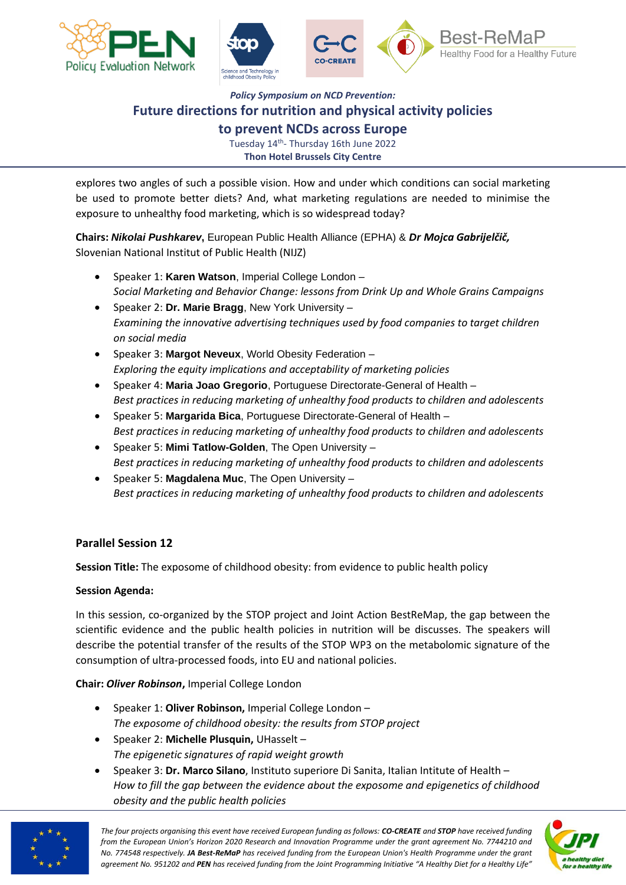explores two angles of such a possible vision. How and under which conditions can social marketing be used to promote better diets? And, what marketing regulations are needed to minimise the exposure to unhealthy food marketing, which is so widespread today?

**Chairs:** ***Nikolai Pushkarev***, European Public Health Alliance (EPHA) & ***Dr Mojca Gabrijelčič,*** Slovenian National Institut of Public Health (NIJZ)

- Speaker 1: **Karen Watson**, Imperial College London –
  *Social Marketing and Behavior Change: lessons from Drink Up and Whole Grains Campaigns*
- Speaker 2: **Dr. Marie Bragg**, New York University –
  *Examining the innovative advertising techniques used by food companies to target children on social media*
- Speaker 3: **Margot Neveux**, World Obesity Federation –
  *Exploring the equity implications and acceptability of marketing policies*
- Speaker 4: **Maria Joao Gregorio**, Portuguese Directorate-General of Health –
  *Best practices in reducing marketing of unhealthy food products to children and adolescents*
- Speaker 5: **Margarida Bica**, Portuguese Directorate-General of Health –
  *Best practices in reducing marketing of unhealthy food products to children and adolescents*
- Speaker 5: **Mimi Tatlow-Golden**, The Open University –
  *Best practices in reducing marketing of unhealthy food products to children and adolescents*
- Speaker 5: **Magdalena Muc**, The Open University –
  *Best practices in reducing marketing of unhealthy food products to children and adolescents*

## Parallel Session 12

**Session Title:** The exposome of childhood obesity: from evidence to public health policy

**Session Agenda:**

In this session, co-organized by the STOP project and Joint Action BestReMap, the gap between the scientific evidence and the public health policies in nutrition will be discusses. The speakers will describe the potential transfer of the results of the STOP WP3 on the metabolomic signature of the consumption of ultra-processed foods, into EU and national policies.

**Chair:** ***Oliver Robinson***, Imperial College London

- Speaker 1: **Oliver Robinson,** Imperial College London –
  *The exposome of childhood obesity: the results from STOP project*
- Speaker 2: **Michelle Plusquin,** UHasselt –
  *The epigenetic signatures of rapid weight growth*
- Speaker 3: **Dr. Marco Silano**, Instituto superiore Di Sanita, Italian Intitute of Health –
  *How to fill the gap between the evidence about the exposome and epigenetics of childhood obesity and the public health policies*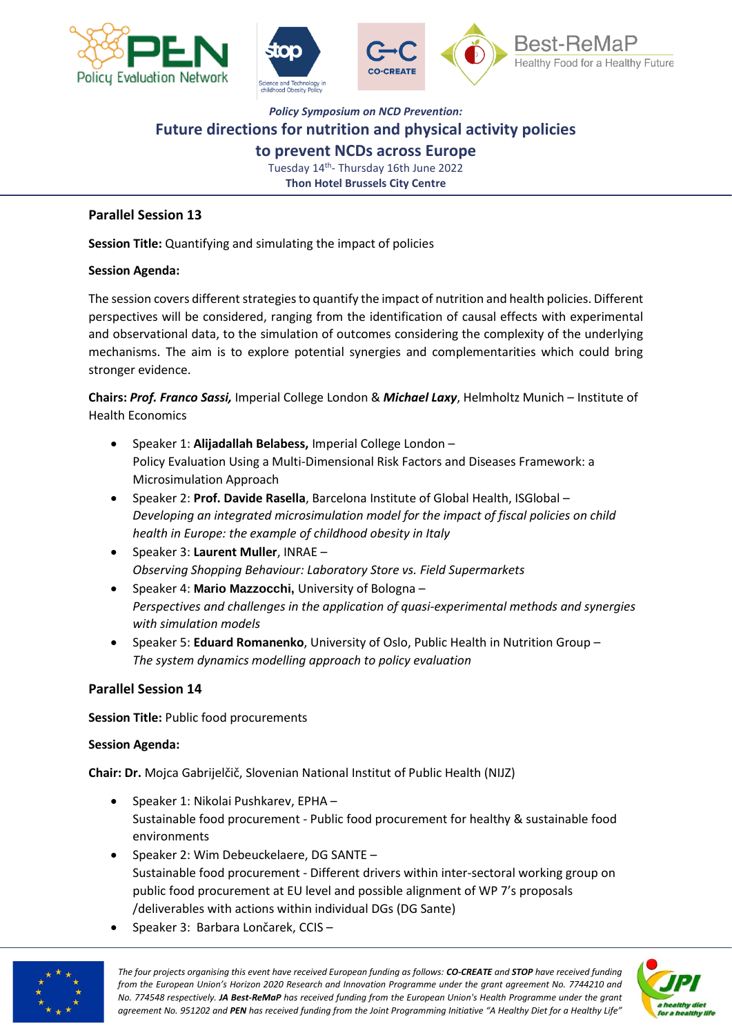*Policy Symposium on NCD Prevention:*

## Future directions for nutrition and physical activity policies to prevent NCDs across Europe

Tuesday 14th- Thursday 16th June 2022

**Thon Hotel Brussels City Centre**

### Parallel Session 13

**Session Title:** Quantifying and simulating the impact of policies

**Session Agenda:**

The session covers different strategies to quantify the impact of nutrition and health policies. Different perspectives will be considered, ranging from the identification of causal effects with experimental and observational data, to the simulation of outcomes considering the complexity of the underlying mechanisms. The aim is to explore potential synergies and complementarities which could bring stronger evidence.

**Chairs:** ***Prof. Franco Sassi,*** Imperial College London & ***Michael Laxy***, Helmholtz Munich – Institute of Health Economics

- Speaker 1: **Alijadallah Belabess,** Imperial College London –
  Policy Evaluation Using a Multi-Dimensional Risk Factors and Diseases Framework: a Microsimulation Approach
- Speaker 2: **Prof. Davide Rasella**, Barcelona Institute of Global Health, ISGlobal –
  *Developing an integrated microsimulation model for the impact of fiscal policies on child health in Europe: the example of childhood obesity in Italy*
- Speaker 3: **Laurent Muller**, INRAE –
  *Observing Shopping Behaviour: Laboratory Store vs. Field Supermarkets*
- Speaker 4: **Mario Mazzocchi,** University of Bologna –
  *Perspectives and challenges in the application of quasi-experimental methods and synergies with simulation models*
- Speaker 5: **Eduard Romanenko**, University of Oslo, Public Health in Nutrition Group –
  *The system dynamics modelling approach to policy evaluation*

### Parallel Session 14

**Session Title:** Public food procurements

**Session Agenda:**

**Chair: Dr.** Mojca Gabrijelčič, Slovenian National Institut of Public Health (NIJZ)

- Speaker 1: Nikolai Pushkarev, EPHA –
  Sustainable food procurement - Public food procurement for healthy & sustainable food environments
- Speaker 2: Wim Debeuckelaere, DG SANTE –
  Sustainable food procurement - Different drivers within inter-sectoral working group on public food procurement at EU level and possible alignment of WP 7's proposals /deliverables with actions within individual DGs (DG Sante)
- Speaker 3: Barbara Lončarek, CCIS –

*The four projects organising this event have received European funding as follows: **CO-CREATE** and **STOP** have received funding from the European Union's Horizon 2020 Research and Innovation Programme under the grant agreement No. 7744210 and No. 774548 respectively. **JA Best-ReMaP** has received funding from the European Union's Health Programme under the grant agreement No. 951202 and **PEN** has received funding from the Joint Programming Initiative "A Healthy Diet for a Healthy Life"*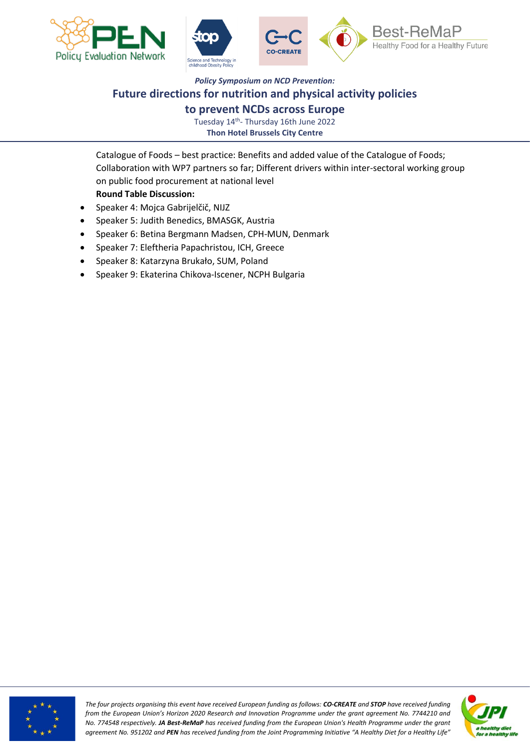Catalogue of Foods – best practice: Benefits and added value of the Catalogue of Foods; Collaboration with WP7 partners so far; Different drivers within inter-sectoral working group on public food procurement at national level

**Round Table Discussion:**

- Speaker 4: Mojca Gabrijelčič, NIJZ
- Speaker 5: Judith Benedics, BMASGK, Austria
- Speaker 6: Betina Bergmann Madsen, CPH-MUN, Denmark
- Speaker 7: Eleftheria Papachristou, ICH, Greece
- Speaker 8: Katarzyna Brukało, SUM, Poland
- Speaker 9: Ekaterina Chikova-Iscener, NCPH Bulgaria